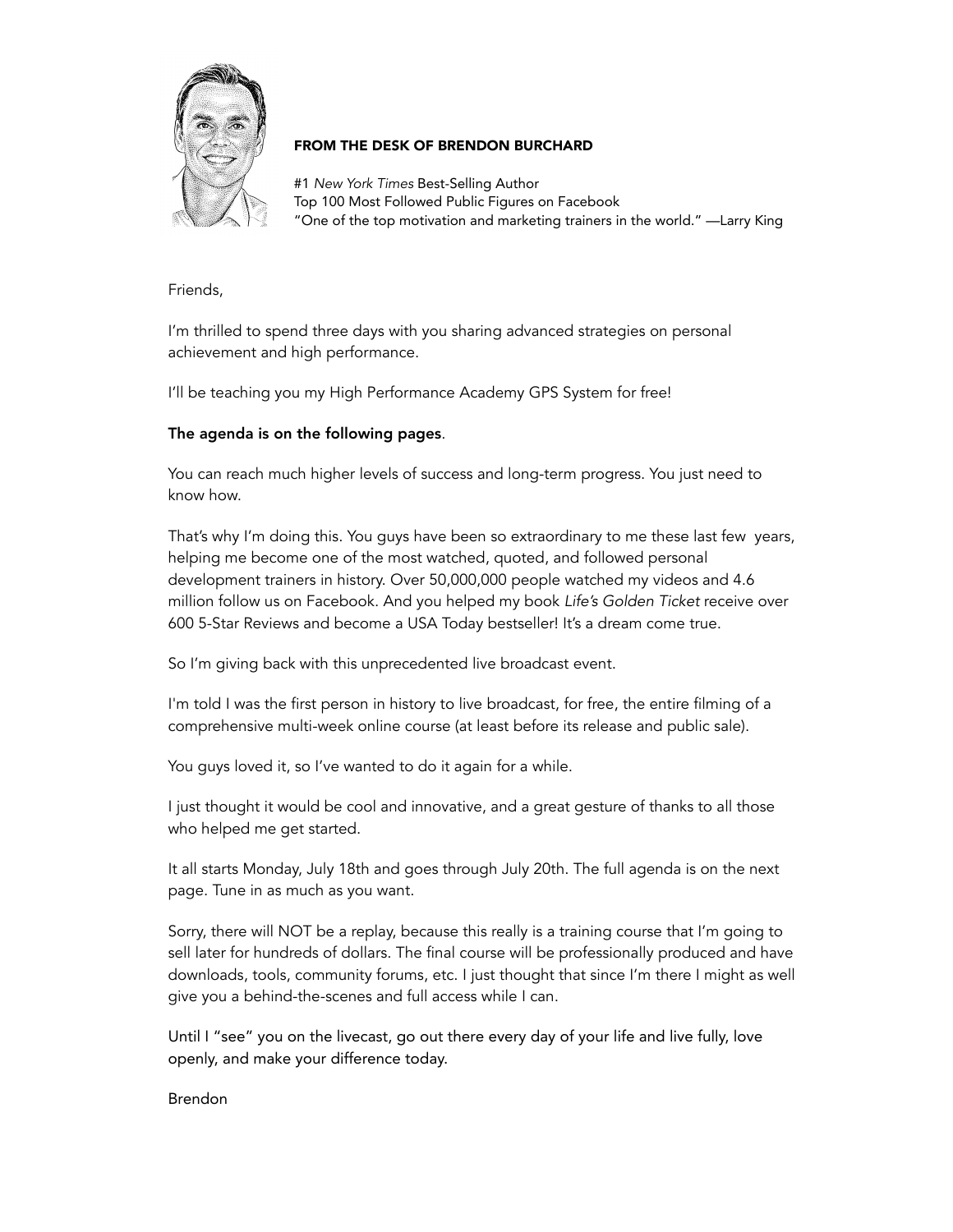**FROM THE DESK OF BRENDON BURCHARD**

#1 *New York Times* Best-Selling Author
Top 100 Most Followed Public Figures on Facebook
"One of the top motivation and marketing trainers in the world." —Larry King

Friends,

I'm thrilled to spend three days with you sharing advanced strategies on personal achievement and high performance.

I'll be teaching you my High Performance Academy GPS System for free!

**The agenda is on the following pages**.

You can reach much higher levels of success and long-term progress. You just need to know how.

That's why I'm doing this. You guys have been so extraordinary to me these last few years, helping me become one of the most watched, quoted, and followed personal development trainers in history. Over 50,000,000 people watched my videos and 4.6 million follow us on Facebook. And you helped my book *Life's Golden Ticket* receive over 600 5-Star Reviews and become a USA Today bestseller! It's a dream come true.

So I'm giving back with this unprecedented live broadcast event.

I'm told I was the first person in history to live broadcast, for free, the entire filming of a comprehensive multi-week online course (at least before its release and public sale).

You guys loved it, so I've wanted to do it again for a while.

I just thought it would be cool and innovative, and a great gesture of thanks to all those who helped me get started.

It all starts Monday, July 18th and goes through July 20th. The full agenda is on the next page. Tune in as much as you want.

Sorry, there will NOT be a replay, because this really is a training course that I'm going to sell later for hundreds of dollars. The final course will be professionally produced and have downloads, tools, community forums, etc. I just thought that since I'm there I might as well give you a behind-the-scenes and full access while I can.

Until I "see" you on the livecast, go out there every day of your life and live fully, love openly, and make your difference today.

Brendon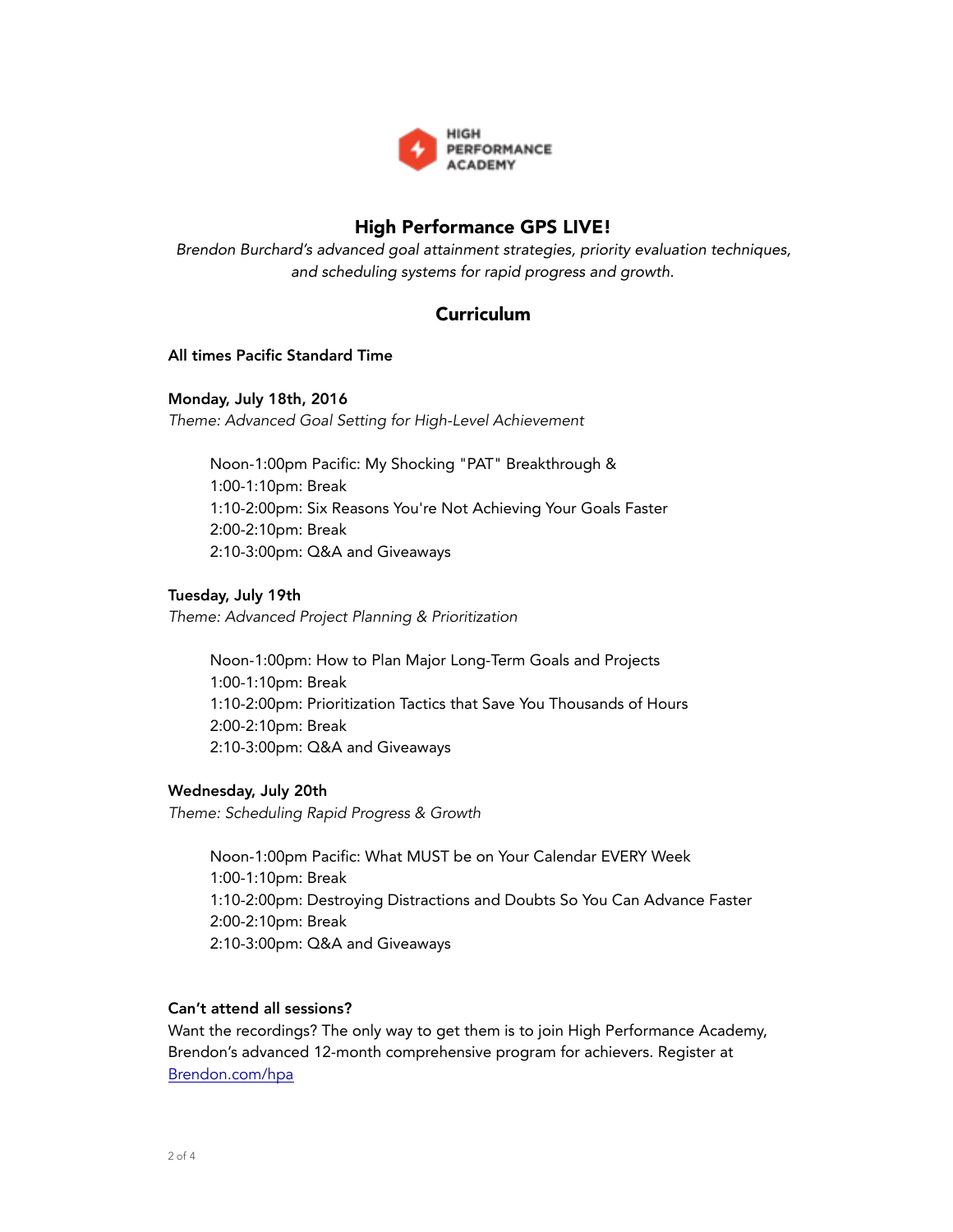HIGH PERFORMANCE ACADEMY

## High Performance GPS LIVE!

*Brendon Burchard's advanced goal attainment strategies, priority evaluation techniques, and scheduling systems for rapid progress and growth.*

## Curriculum

**All times Pacific Standard Time**

**Monday, July 18th, 2016**
*Theme: Advanced Goal Setting for High-Level Achievement*

Noon-1:00pm Pacific: My Shocking "PAT" Breakthrough &
1:00-1:10pm: Break
1:10-2:00pm: Six Reasons You're Not Achieving Your Goals Faster
2:00-2:10pm: Break
2:10-3:00pm: Q&A and Giveaways

**Tuesday, July 19th**
*Theme: Advanced Project Planning & Prioritization*

Noon-1:00pm: How to Plan Major Long-Term Goals and Projects
1:00-1:10pm: Break
1:10-2:00pm: Prioritization Tactics that Save You Thousands of Hours
2:00-2:10pm: Break
2:10-3:00pm: Q&A and Giveaways

**Wednesday, July 20th**
*Theme: Scheduling Rapid Progress & Growth*

Noon-1:00pm Pacific: What MUST be on Your Calendar EVERY Week
1:00-1:10pm: Break
1:10-2:00pm: Destroying Distractions and Doubts So You Can Advance Faster
2:00-2:10pm: Break
2:10-3:00pm: Q&A and Giveaways

**Can't attend all sessions?**
Want the recordings? The only way to get them is to join High Performance Academy, Brendon's advanced 12-month comprehensive program for achievers. Register at [Brendon.com/hpa](Brendon.com/hpa)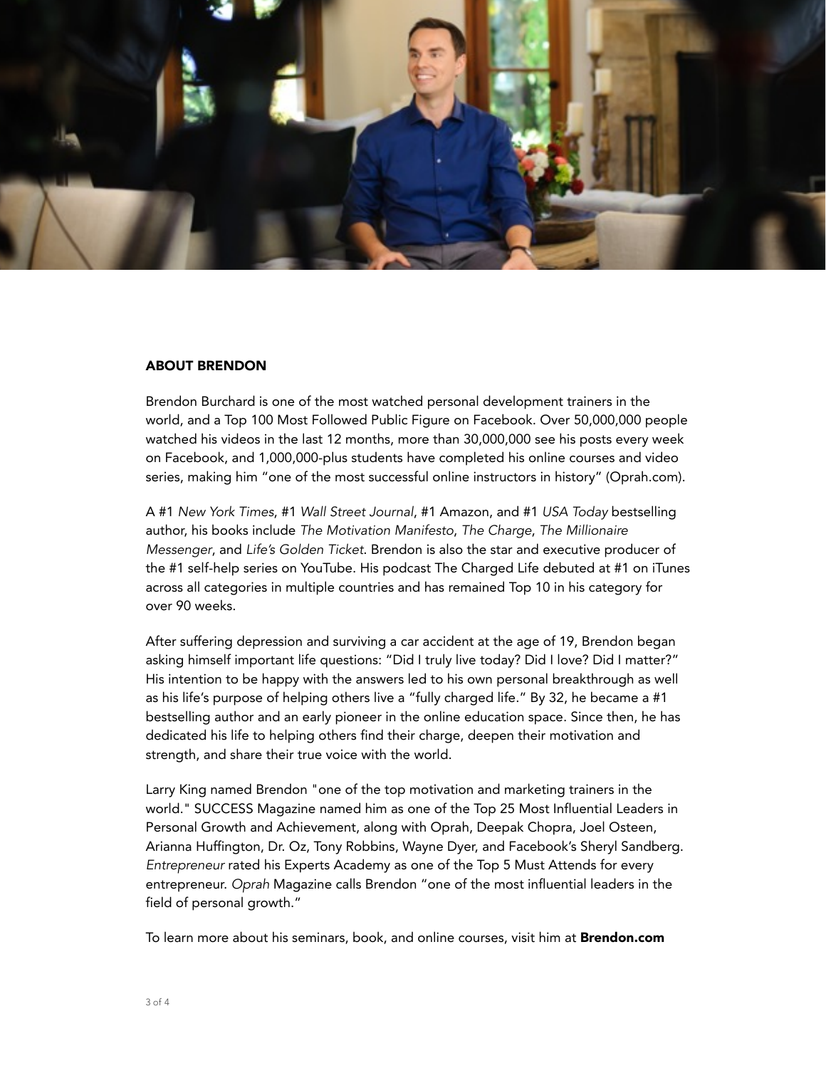## ABOUT BRENDON

Brendon Burchard is one of the most watched personal development trainers in the world, and a Top 100 Most Followed Public Figure on Facebook. Over 50,000,000 people watched his videos in the last 12 months, more than 30,000,000 see his posts every week on Facebook, and 1,000,000-plus students have completed his online courses and video series, making him "one of the most successful online instructors in history" (Oprah.com).

A #1 *New York Times*, #1 *Wall Street Journal*, #1 Amazon, and #1 *USA Today* bestselling author, his books include *The Motivation Manifesto*, *The Charge*, *The Millionaire Messenger*, and *Life's Golden Ticket*. Brendon is also the star and executive producer of the #1 self-help series on YouTube. His podcast The Charged Life debuted at #1 on iTunes across all categories in multiple countries and has remained Top 10 in his category for over 90 weeks.

After suffering depression and surviving a car accident at the age of 19, Brendon began asking himself important life questions: "Did I truly live today? Did I love? Did I matter?" His intention to be happy with the answers led to his own personal breakthrough as well as his life's purpose of helping others live a "fully charged life." By 32, he became a #1 bestselling author and an early pioneer in the online education space. Since then, he has dedicated his life to helping others find their charge, deepen their motivation and strength, and share their true voice with the world.

Larry King named Brendon "one of the top motivation and marketing trainers in the world." SUCCESS Magazine named him as one of the Top 25 Most Influential Leaders in Personal Growth and Achievement, along with Oprah, Deepak Chopra, Joel Osteen, Arianna Huffington, Dr. Oz, Tony Robbins, Wayne Dyer, and Facebook's Sheryl Sandberg. *Entrepreneur* rated his Experts Academy as one of the Top 5 Must Attends for every entrepreneur. *Oprah* Magazine calls Brendon "one of the most influential leaders in the field of personal growth."

To learn more about his seminars, book, and online courses, visit him at **Brendon.com**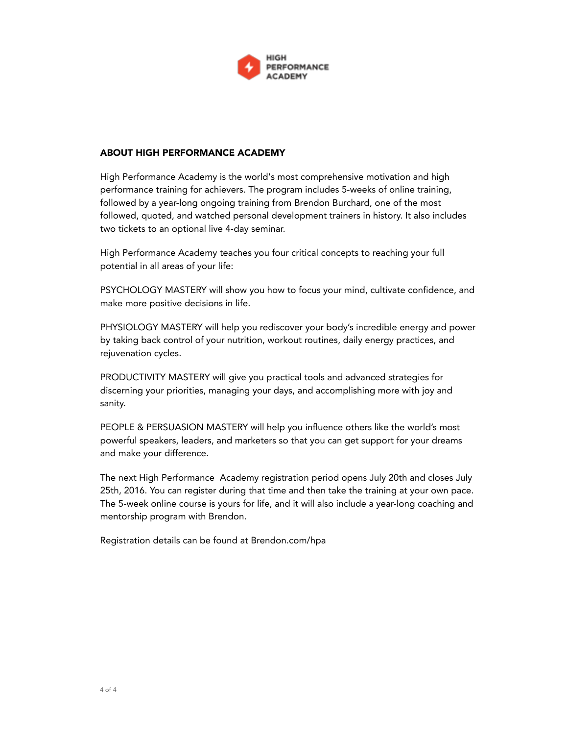HIGH PERFORMANCE ACADEMY

## ABOUT HIGH PERFORMANCE ACADEMY

High Performance Academy is the world's most comprehensive motivation and high performance training for achievers. The program includes 5-weeks of online training, followed by a year-long ongoing training from Brendon Burchard, one of the most followed, quoted, and watched personal development trainers in history. It also includes two tickets to an optional live 4-day seminar.

High Performance Academy teaches you four critical concepts to reaching your full potential in all areas of your life:

PSYCHOLOGY MASTERY will show you how to focus your mind, cultivate confidence, and make more positive decisions in life.

PHYSIOLOGY MASTERY will help you rediscover your body's incredible energy and power by taking back control of your nutrition, workout routines, daily energy practices, and rejuvenation cycles.

PRODUCTIVITY MASTERY will give you practical tools and advanced strategies for discerning your priorities, managing your days, and accomplishing more with joy and sanity.

PEOPLE & PERSUASION MASTERY will help you influence others like the world's most powerful speakers, leaders, and marketers so that you can get support for your dreams and make your difference.

The next High Performance Academy registration period opens July 20th and closes July 25th, 2016. You can register during that time and then take the training at your own pace. The 5-week online course is yours for life, and it will also include a year-long coaching and mentorship program with Brendon.

Registration details can be found at Brendon.com/hpa